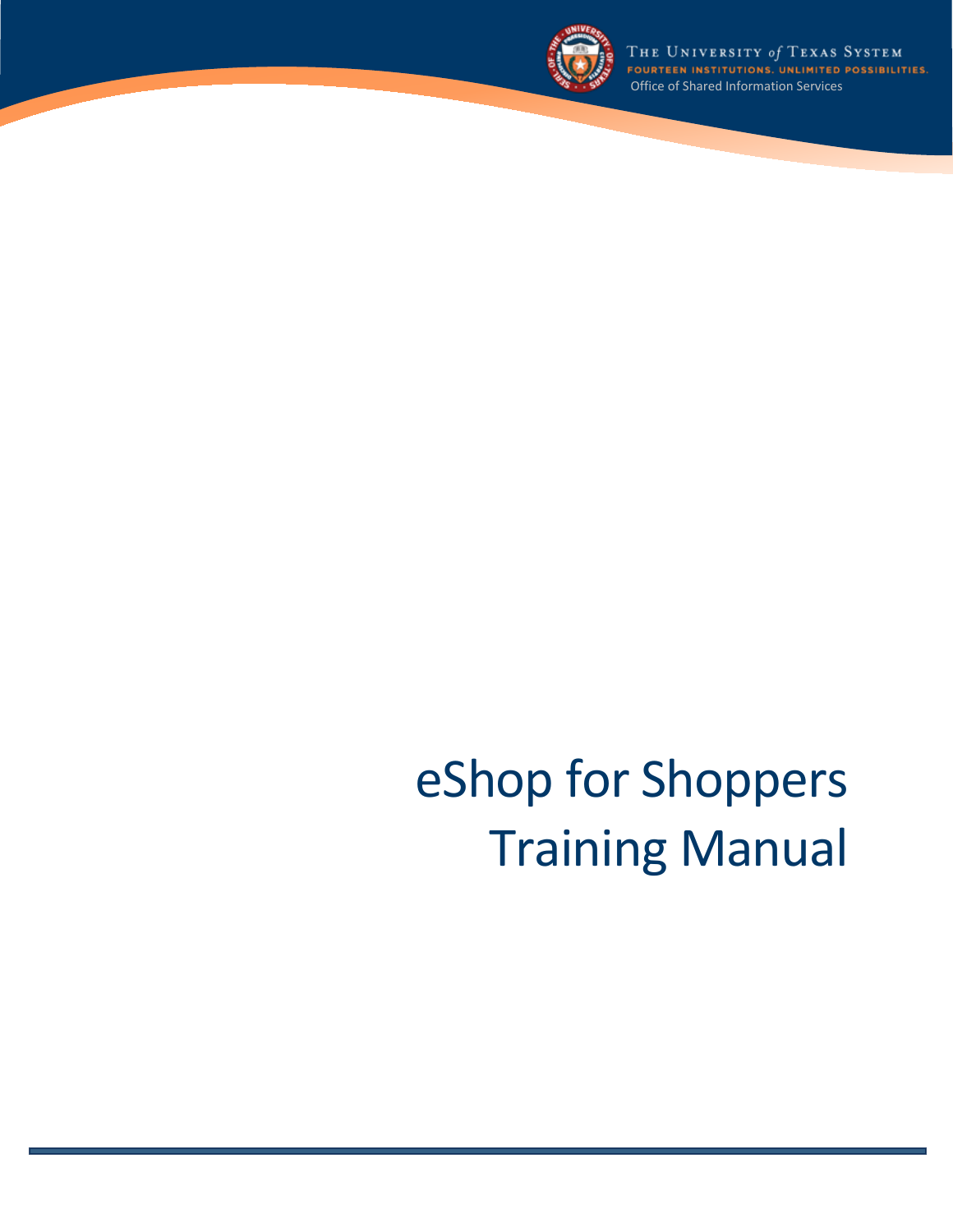The University *of* Texas System

FOURTEEN INSTITUTIONS. UNLIMITED POSSIBILITIES.

Office of Shared Information Services

# eShop for Shoppers Training Manual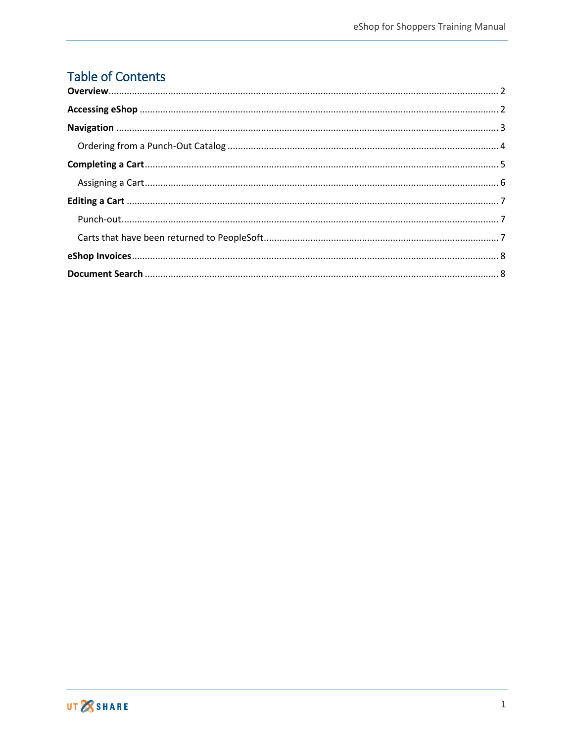# Table of Contents

**Overview** .... 2

**Accessing eShop** .... 2

**Navigation** .... 3

- Ordering from a Punch-Out Catalog .... 4

**Completing a Cart** .... 5

- Assigning a Cart .... 6

**Editing a Cart** .... 7

- Punch-out .... 7
- Carts that have been returned to PeopleSoft .... 7

**eShop Invoices** .... 8

**Document Search** .... 8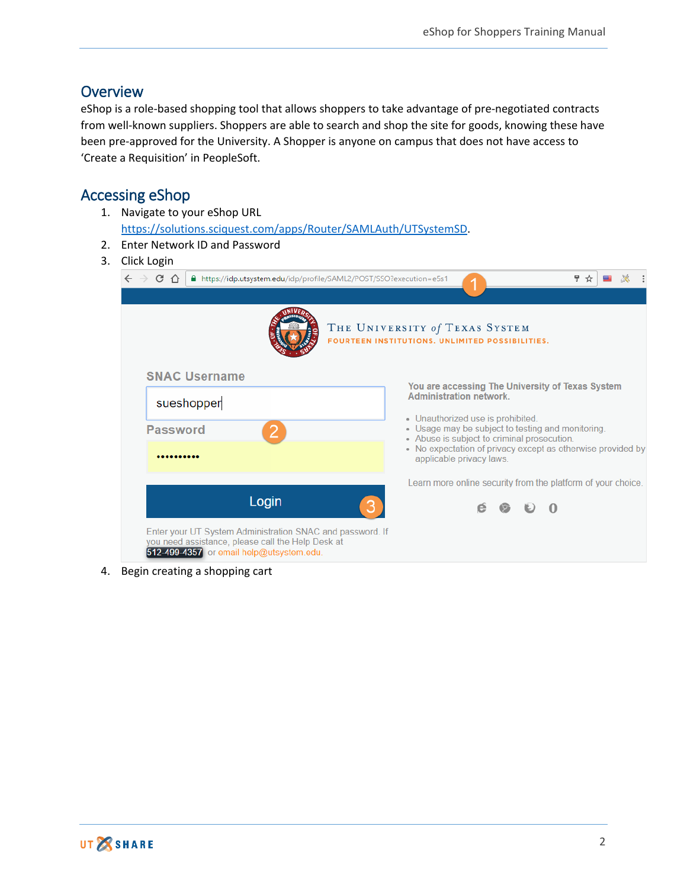## Overview

eShop is a role-based shopping tool that allows shoppers to take advantage of pre-negotiated contracts from well-known suppliers. Shoppers are able to search and shop the site for goods, knowing these have been pre-approved for the University. A Shopper is anyone on campus that does not have access to ‘Create a Requisition’ in PeopleSoft.

## Accessing eShop

1. Navigate to your eShop URL https://solutions.sciquest.com/apps/Router/SAMLAuth/UTSystemSD.
2. Enter Network ID and Password
3. Click Login
4. Begin creating a shopping cart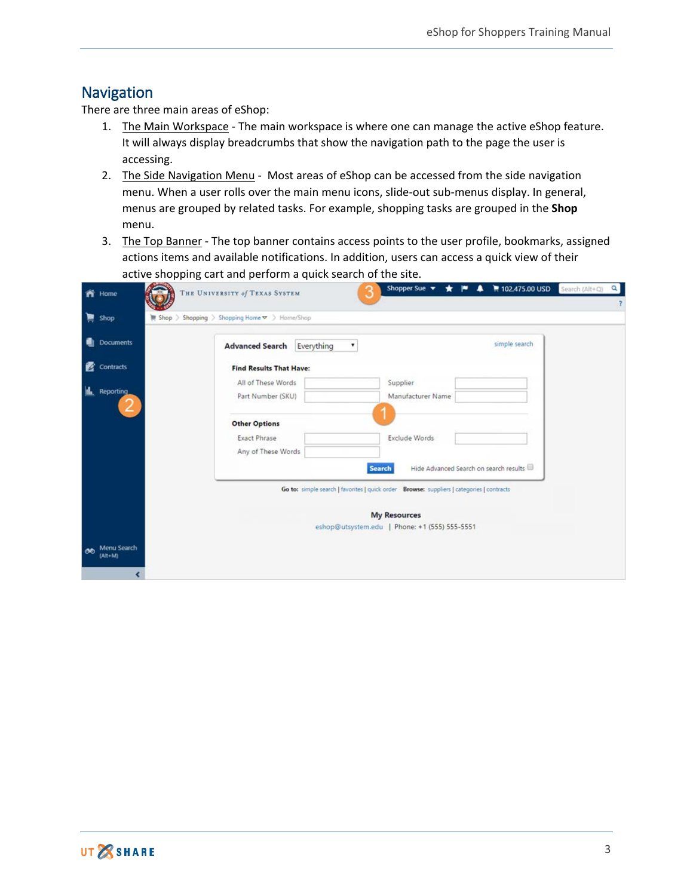## Navigation

There are three main areas of eShop:

1. The Main Workspace - The main workspace is where one can manage the active eShop feature. It will always display breadcrumbs that show the navigation path to the page the user is accessing.
2. The Side Navigation Menu - Most areas of eShop can be accessed from the side navigation menu. When a user rolls over the main menu icons, slide-out sub-menus display. In general, menus are grouped by related tasks. For example, shopping tasks are grouped in the **Shop** menu.
3. The Top Banner - The top banner contains access points to the user profile, bookmarks, assigned actions items and available notifications. In addition, users can access a quick view of their active shopping cart and perform a quick search of the site.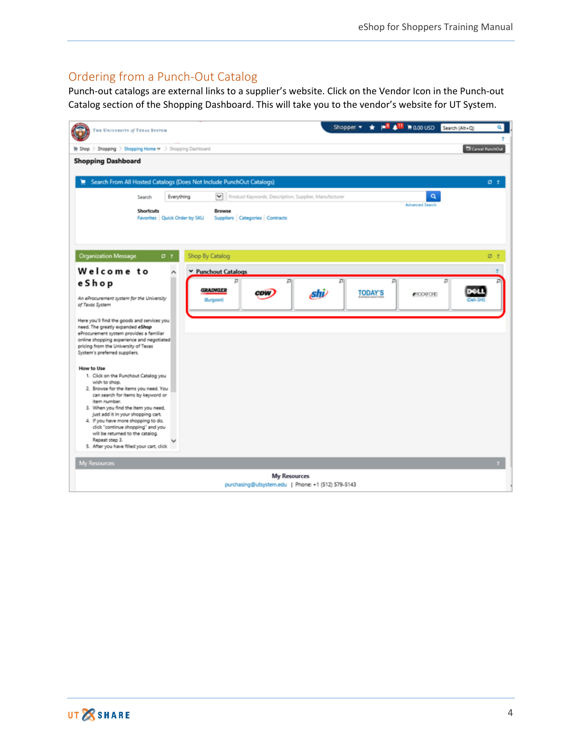## Ordering from a Punch-Out Catalog

Punch-out catalogs are external links to a supplier's website. Click on the Vendor Icon in the Punch-out Catalog section of the Shopping Dashboard. This will take you to the vendor's website for UT System.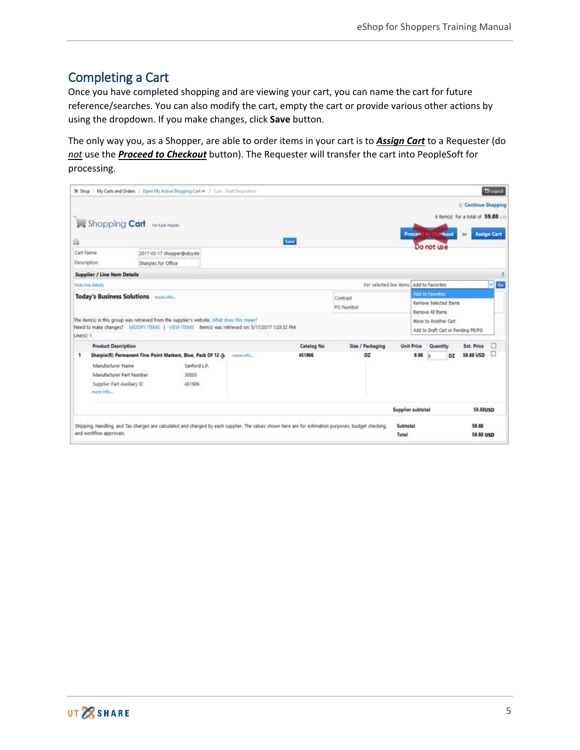## Completing a Cart

Once you have completed shopping and are viewing your cart, you can name the cart for future reference/searches. You can also modify the cart, empty the cart or provide various other actions by using the dropdown. If you make changes, click **Save** button.

The only way you, as a Shopper, are able to order items in your cart is to ***Assign Cart*** to a Requester (do *not* use the ***Proceed to Checkout*** button). The Requester will transfer the cart into PeopleSoft for processing.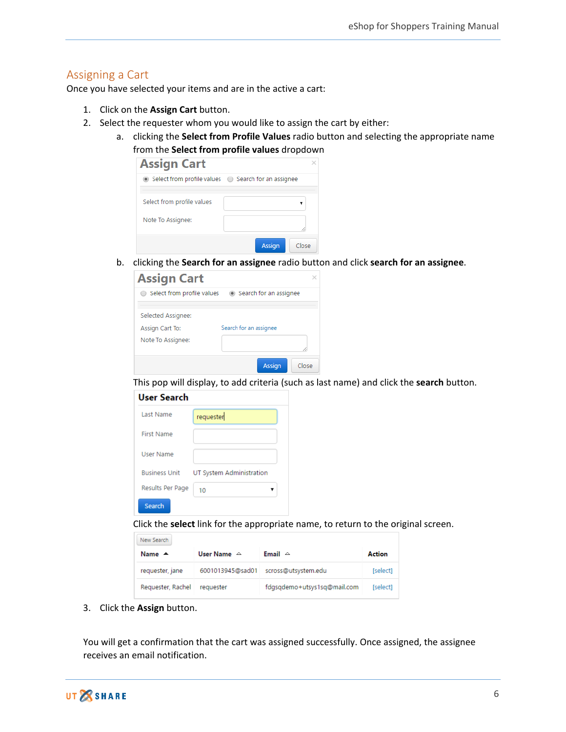## Assigning a Cart

Once you have selected your items and are in the active a cart:

1. Click on the **Assign Cart** button.
2. Select the requester whom you would like to assign the cart by either:
   a. clicking the **Select from Profile Values** radio button and selecting the appropriate name from the **Select from profile values** dropdown

   b. clicking the **Search for an assignee** radio button and click **search for an assignee**.

   This pop will display, to add criteria (such as last name) and click the **search** button.

   Click the **select** link for the appropriate name, to return to the original screen.

3. Click the **Assign** button.

You will get a confirmation that the cart was assigned successfully. Once assigned, the assignee receives an email notification.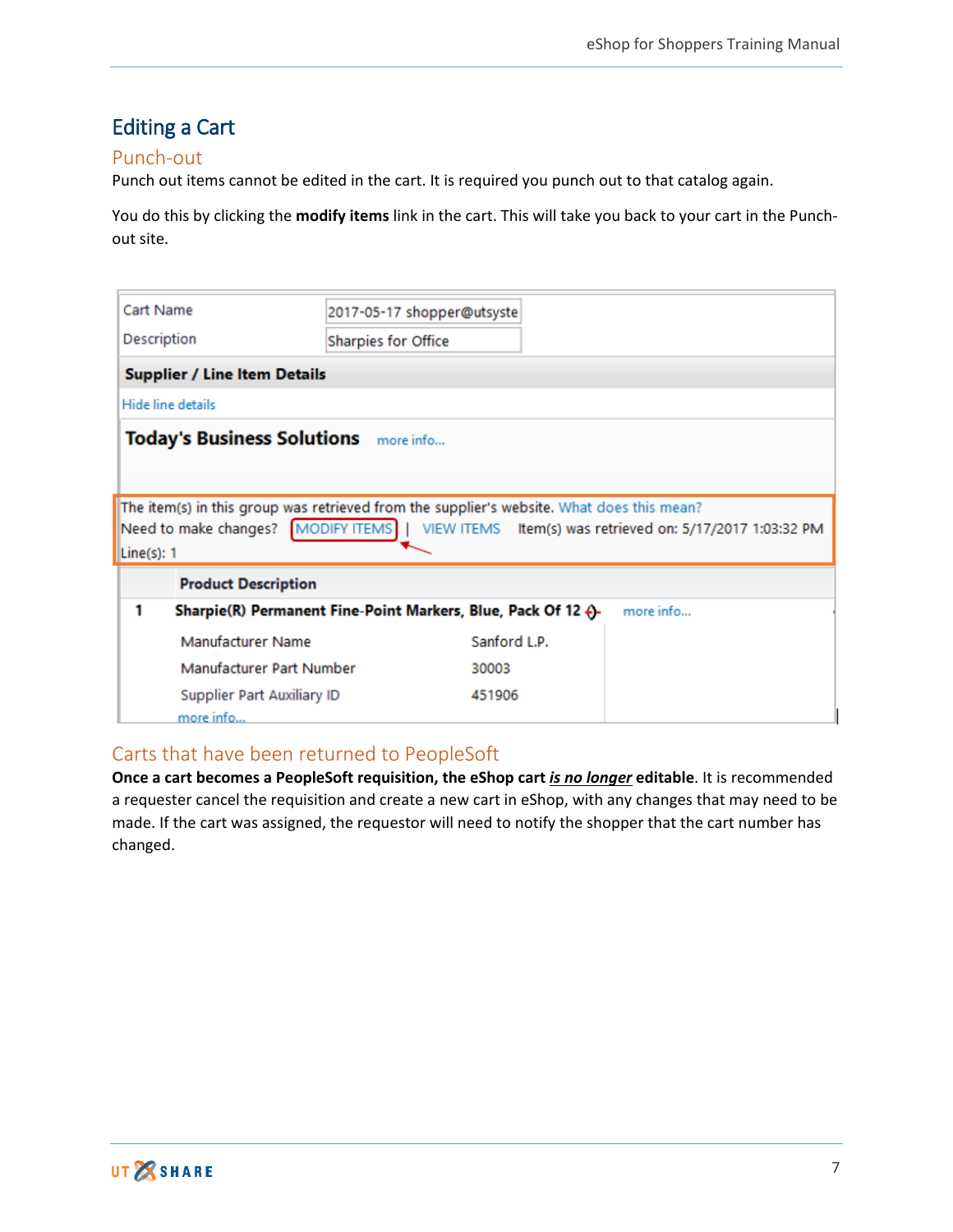# Editing a Cart

## Punch-out

Punch out items cannot be edited in the cart. It is required you punch out to that catalog again.

You do this by clicking the **modify items** link in the cart. This will take you back to your cart in the Punch-out site.

## Carts that have been returned to PeopleSoft

**Once a cart becomes a PeopleSoft requisition, the eShop cart *is no longer* editable**. It is recommended a requester cancel the requisition and create a new cart in eShop, with any changes that may need to be made. If the cart was assigned, the requestor will need to notify the shopper that the cart number has changed.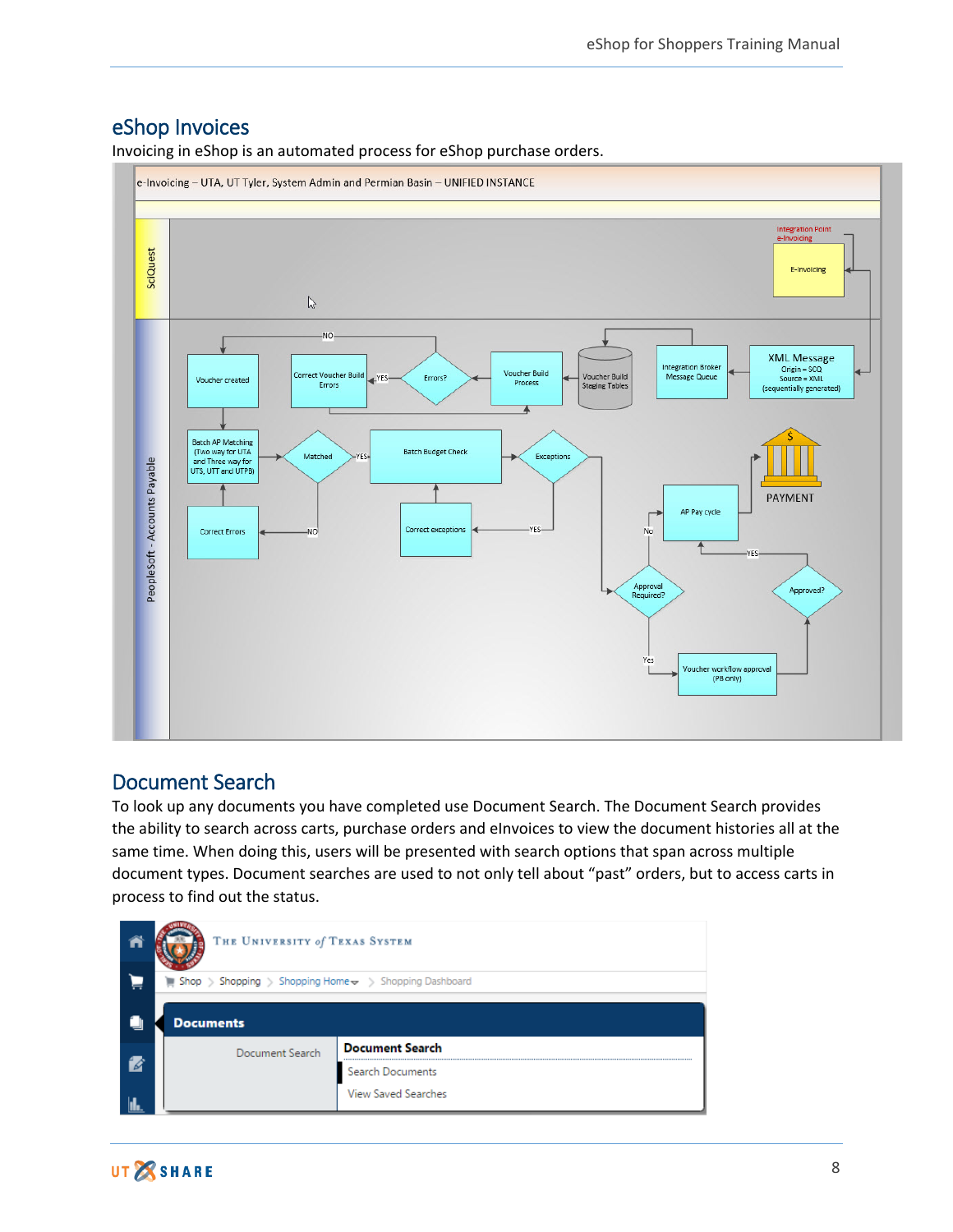## eShop Invoices

Invoicing in eShop is an automated process for eShop purchase orders.

e-Invoicing – UTA, UT Tyler, System Admin and Permian Basin – UNIFIED INSTANCE

SciQuest

Integration Point e-Invoicing

E-Invoicing

PeopleSoft - Accounts Payable

Voucher created

NO

Correct Voucher Build Errors

YES

Errors?

Voucher Build Process

Voucher Build Staging Tables

Integration Broker Message Queue

XML Message
Origin = SCQ
Source = XML
(sequentially generated)

Batch AP Matching (Two way for UTA and Three way for UTS, UTT and UTPB)

Matched

YES

Batch Budget Check

Exceptions

$

PAYMENT

Correct Errors

NO

Correct exceptions

YES

AP Pay cycle

No

YES

Approval Required?

Approved?

Yes

Voucher workflow approval (PB only)

## Document Search

To look up any documents you have completed use Document Search. The Document Search provides the ability to search across carts, purchase orders and eInvoices to view the document histories all at the same time. When doing this, users will be presented with search options that span across multiple document types. Document searches are used to not only tell about "past" orders, but to access carts in process to find out the status.

THE UNIVERSITY of TEXAS SYSTEM

Shop > Shopping > Shopping Home > Shopping Dashboard

Documents

Document Search

Document Search

Search Documents

View Saved Searches